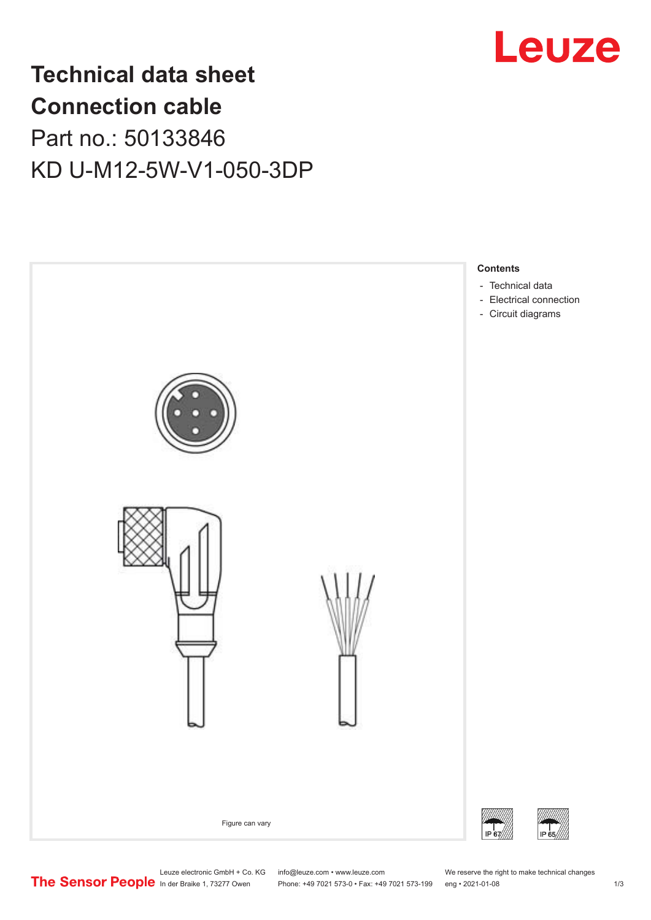# Technical data sheet
# Connection cable

## Part no.: 50133846

## KD U-M12-5W-V1-050-3DP

Figure can vary

**Contents**

- Technical data
- Electrical connection
- Circuit diagrams

IP 67

IP 65

Leuze electronic GmbH + Co. KG
In der Braike 1, 73277 Owen

info@leuze.com • www.leuze.com
Phone: +49 7021 573-0 • Fax: +49 7021 573-199

We reserve the right to make technical changes
eng • 2021-01-08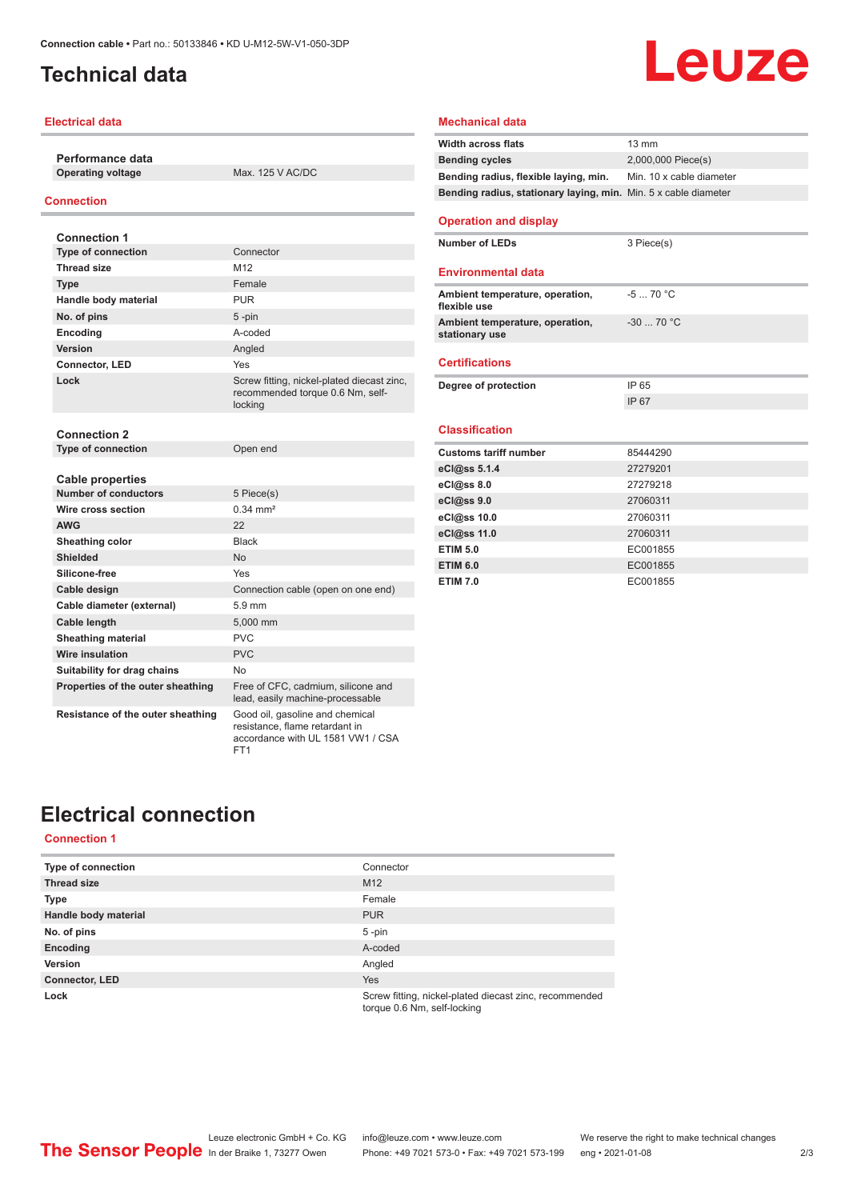# Technical data

## Electrical data

| **Performance data** | |
|---|---|
| **Operating voltage** | Max. 125 V AC/DC |

## Connection

| **Connection 1** | |
|---|---|
| **Type of connection** | Connector |
| **Thread size** | M12 |
| **Type** | Female |
| **Handle body material** | PUR |
| **No. of pins** | 5 -pin |
| **Encoding** | A-coded |
| **Version** | Angled |
| **Connector, LED** | Yes |
| **Lock** | Screw fitting, nickel-plated diecast zinc, recommended torque 0.6 Nm, self-locking |

| **Connection 2** | |
|---|---|
| **Type of connection** | Open end |

| **Cable properties** | |
|---|---|
| **Number of conductors** | 5 Piece(s) |
| **Wire cross section** | 0.34 mm² |
| **AWG** | 22 |
| **Sheathing color** | Black |
| **Shielded** | No |
| **Silicone-free** | Yes |
| **Cable design** | Connection cable (open on one end) |
| **Cable diameter (external)** | 5.9 mm |
| **Cable length** | 5,000 mm |
| **Sheathing material** | PVC |
| **Wire insulation** | PVC |
| **Suitability for drag chains** | No |
| **Properties of the outer sheathing** | Free of CFC, cadmium, silicone and lead, easily machine-processable |
| **Resistance of the outer sheathing** | Good oil, gasoline and chemical resistance, flame retardant in accordance with UL 1581 VW1 / CSA FT1 |

## Mechanical data

| | |
|---|---|
| **Width across flats** | 13 mm |
| **Bending cycles** | 2,000,000 Piece(s) |
| **Bending radius, flexible laying, min.** | Min. 10 x cable diameter |
| **Bending radius, stationary laying, min.** | Min. 5 x cable diameter |

## Operation and display

| | |
|---|---|
| **Number of LEDs** | 3 Piece(s) |

## Environmental data

| | |
|---|---|
| **Ambient temperature, operation, flexible use** | -5 ... 70 °C |
| **Ambient temperature, operation, stationary use** | -30 ... 70 °C |

## Certifications

| | |
|---|---|
| **Degree of protection** | IP 65 |
| | IP 67 |

## Classification

| | |
|---|---|
| **Customs tariff number** | 85444290 |
| **eCl@ss 5.1.4** | 27279201 |
| **eCl@ss 8.0** | 27279218 |
| **eCl@ss 9.0** | 27060311 |
| **eCl@ss 10.0** | 27060311 |
| **eCl@ss 11.0** | 27060311 |
| **ETIM 5.0** | EC001855 |
| **ETIM 6.0** | EC001855 |
| **ETIM 7.0** | EC001855 |

# Electrical connection

## Connection 1

| | |
|---|---|
| **Type of connection** | Connector |
| **Thread size** | M12 |
| **Type** | Female |
| **Handle body material** | PUR |
| **No. of pins** | 5 -pin |
| **Encoding** | A-coded |
| **Version** | Angled |
| **Connector, LED** | Yes |
| **Lock** | Screw fitting, nickel-plated diecast zinc, recommended torque 0.6 Nm, self-locking |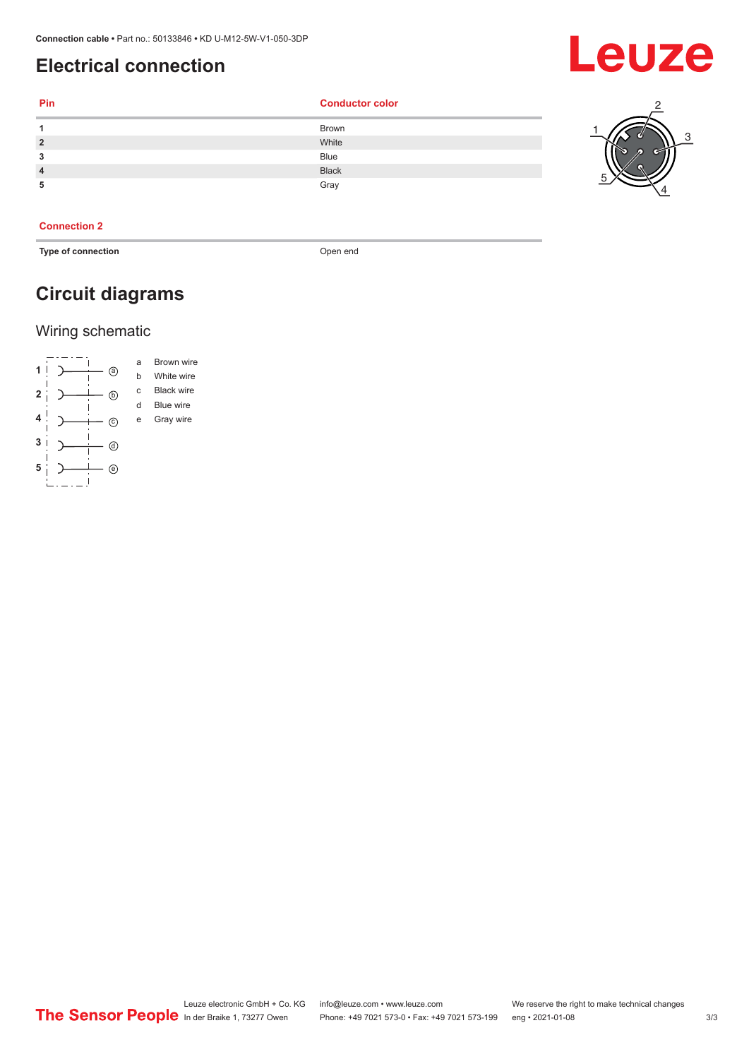# Electrical connection

| Pin | Conductor color |
| --- | --- |
| 1 | Brown |
| 2 | White |
| 3 | Blue |
| 4 | Black |
| 5 | Gray |

1
2
3
4
5

**Connection 2**

| | |
| --- | --- |
| Type of connection | Open end |

# Circuit diagrams

## Wiring schematic

1
2
4
3
5

a
b
c
d
e

| | |
| --- | --- |
| a | Brown wire |
| b | White wire |
| c | Black wire |
| d | Blue wire |
| e | Gray wire |